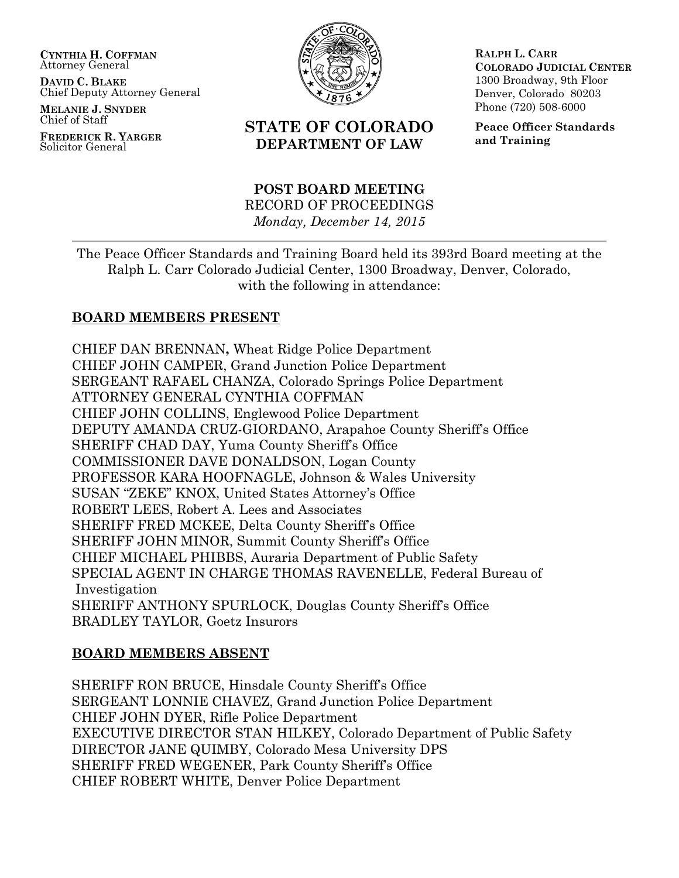**CYNTHIA H. COFFMAN**
Attorney General

**DAVID C. BLAKE**
Chief Deputy Attorney General

**MELANIE J. SNYDER**
Chief of Staff

**FREDERICK R. YARGER**
Solicitor General

**STATE OF COLORADO**
**DEPARTMENT OF LAW**

**RALPH L. CARR**
**COLORADO JUDICIAL CENTER**
1300 Broadway, 9th Floor
Denver, Colorado 80203
Phone (720) 508-6000

**Peace Officer Standards and Training**

# POST BOARD MEETING

RECORD OF PROCEEDINGS

*Monday, December 14, 2015*

---

The Peace Officer Standards and Training Board held its 393rd Board meeting at the Ralph L. Carr Colorado Judicial Center, 1300 Broadway, Denver, Colorado, with the following in attendance:

## BOARD MEMBERS PRESENT

CHIEF DAN BRENNAN**,** Wheat Ridge Police Department
CHIEF JOHN CAMPER, Grand Junction Police Department
SERGEANT RAFAEL CHANZA, Colorado Springs Police Department
ATTORNEY GENERAL CYNTHIA COFFMAN
CHIEF JOHN COLLINS, Englewood Police Department
DEPUTY AMANDA CRUZ-GIORDANO, Arapahoe County Sheriff's Office
SHERIFF CHAD DAY, Yuma County Sheriff's Office
COMMISSIONER DAVE DONALDSON, Logan County
PROFESSOR KARA HOOFNAGLE, Johnson & Wales University
SUSAN "ZEKE" KNOX, United States Attorney's Office
ROBERT LEES, Robert A. Lees and Associates
SHERIFF FRED MCKEE, Delta County Sheriff's Office
SHERIFF JOHN MINOR, Summit County Sheriff's Office
CHIEF MICHAEL PHIBBS, Auraria Department of Public Safety
SPECIAL AGENT IN CHARGE THOMAS RAVENELLE, Federal Bureau of Investigation
SHERIFF ANTHONY SPURLOCK, Douglas County Sheriff's Office
BRADLEY TAYLOR, Goetz Insurors

## BOARD MEMBERS ABSENT

SHERIFF RON BRUCE, Hinsdale County Sheriff's Office
SERGEANT LONNIE CHAVEZ, Grand Junction Police Department
CHIEF JOHN DYER, Rifle Police Department
EXECUTIVE DIRECTOR STAN HILKEY, Colorado Department of Public Safety
DIRECTOR JANE QUIMBY, Colorado Mesa University DPS
SHERIFF FRED WEGENER, Park County Sheriff's Office
CHIEF ROBERT WHITE, Denver Police Department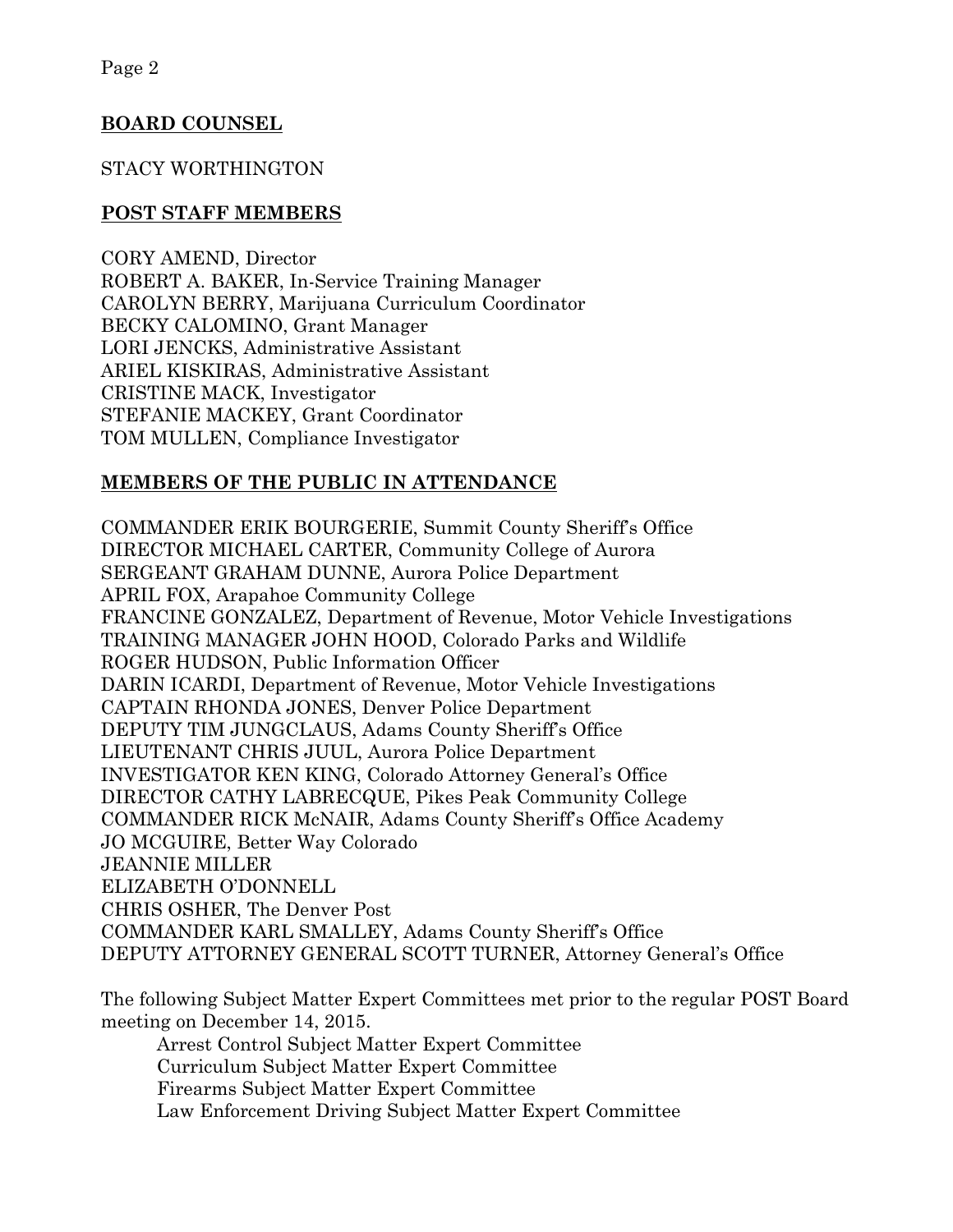## **BOARD COUNSEL**

STACY WORTHINGTON

## **POST STAFF MEMBERS**

CORY AMEND, Director
ROBERT A. BAKER, In-Service Training Manager
CAROLYN BERRY, Marijuana Curriculum Coordinator
BECKY CALOMINO, Grant Manager
LORI JENCKS, Administrative Assistant
ARIEL KISKIRAS, Administrative Assistant
CRISTINE MACK, Investigator
STEFANIE MACKEY, Grant Coordinator
TOM MULLEN, Compliance Investigator

## **MEMBERS OF THE PUBLIC IN ATTENDANCE**

COMMANDER ERIK BOURGERIE, Summit County Sheriff's Office
DIRECTOR MICHAEL CARTER, Community College of Aurora
SERGEANT GRAHAM DUNNE, Aurora Police Department
APRIL FOX, Arapahoe Community College
FRANCINE GONZALEZ, Department of Revenue, Motor Vehicle Investigations
TRAINING MANAGER JOHN HOOD, Colorado Parks and Wildlife
ROGER HUDSON, Public Information Officer
DARIN ICARDI, Department of Revenue, Motor Vehicle Investigations
CAPTAIN RHONDA JONES, Denver Police Department
DEPUTY TIM JUNGCLAUS, Adams County Sheriff's Office
LIEUTENANT CHRIS JUUL, Aurora Police Department
INVESTIGATOR KEN KING, Colorado Attorney General's Office
DIRECTOR CATHY LABRECQUE, Pikes Peak Community College
COMMANDER RICK McNAIR, Adams County Sheriff's Office Academy
JO MCGUIRE, Better Way Colorado
JEANNIE MILLER
ELIZABETH O'DONNELL
CHRIS OSHER, The Denver Post
COMMANDER KARL SMALLEY, Adams County Sheriff's Office
DEPUTY ATTORNEY GENERAL SCOTT TURNER, Attorney General's Office

The following Subject Matter Expert Committees met prior to the regular POST Board meeting on December 14, 2015.

- Arrest Control Subject Matter Expert Committee
- Curriculum Subject Matter Expert Committee
- Firearms Subject Matter Expert Committee
- Law Enforcement Driving Subject Matter Expert Committee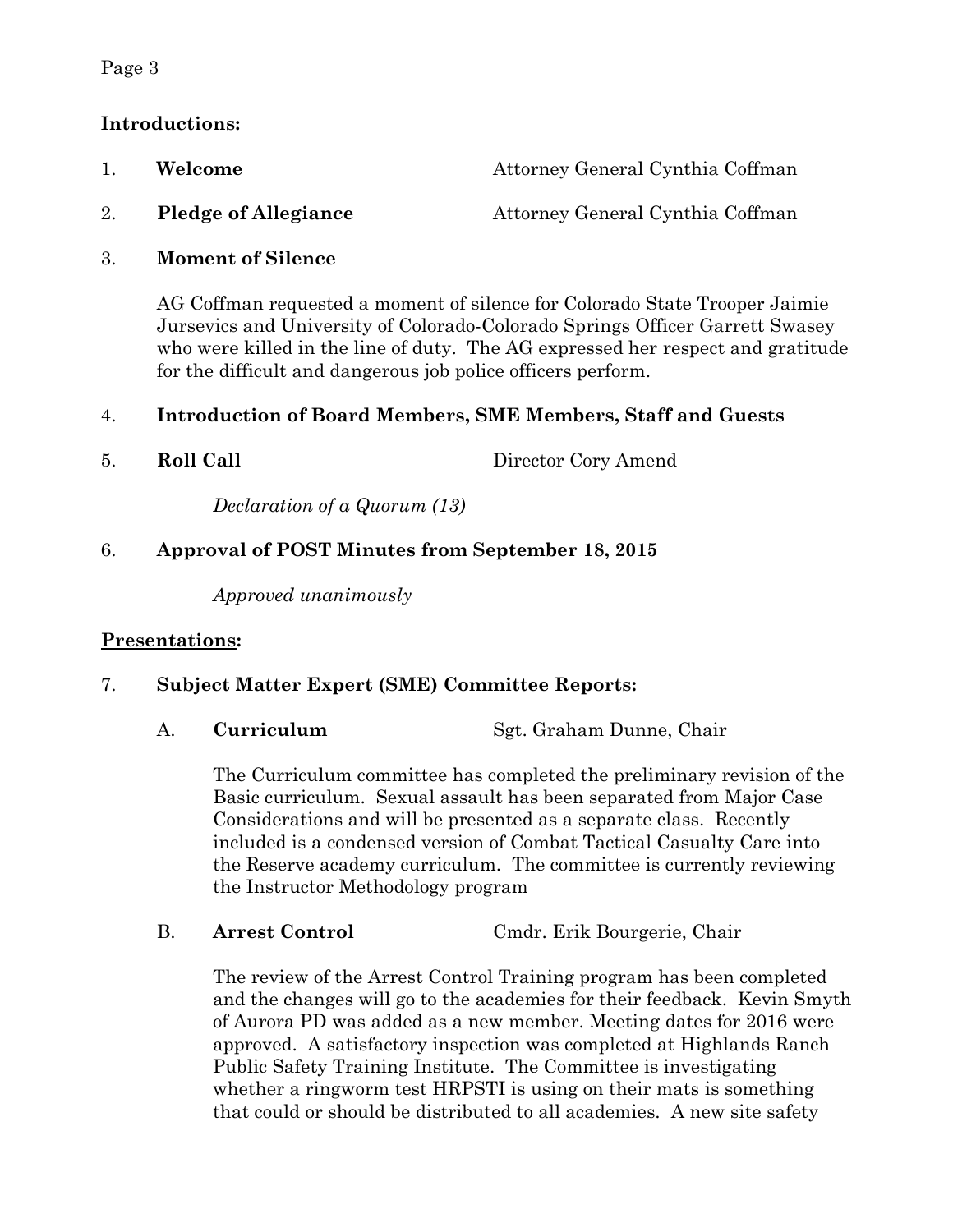## Introductions:

1. **Welcome** Attorney General Cynthia Coffman

2. **Pledge of Allegiance** Attorney General Cynthia Coffman

3. **Moment of Silence**

   AG Coffman requested a moment of silence for Colorado State Trooper Jaimie Jursevics and University of Colorado-Colorado Springs Officer Garrett Swasey who were killed in the line of duty. The AG expressed her respect and gratitude for the difficult and dangerous job police officers perform.

4. **Introduction of Board Members, SME Members, Staff and Guests**

5. **Roll Call** Director Cory Amend

   *Declaration of a Quorum (13)*

6. **Approval of POST Minutes from September 18, 2015**

   *Approved unanimously*

## Presentations:

7. **Subject Matter Expert (SME) Committee Reports:**

   A. **Curriculum** Sgt. Graham Dunne, Chair

   The Curriculum committee has completed the preliminary revision of the Basic curriculum. Sexual assault has been separated from Major Case Considerations and will be presented as a separate class. Recently included is a condensed version of Combat Tactical Casualty Care into the Reserve academy curriculum. The committee is currently reviewing the Instructor Methodology program

   B. **Arrest Control** Cmdr. Erik Bourgerie, Chair

   The review of the Arrest Control Training program has been completed and the changes will go to the academies for their feedback. Kevin Smyth of Aurora PD was added as a new member. Meeting dates for 2016 were approved. A satisfactory inspection was completed at Highlands Ranch Public Safety Training Institute. The Committee is investigating whether a ringworm test HRPSTI is using on their mats is something that could or should be distributed to all academies. A new site safety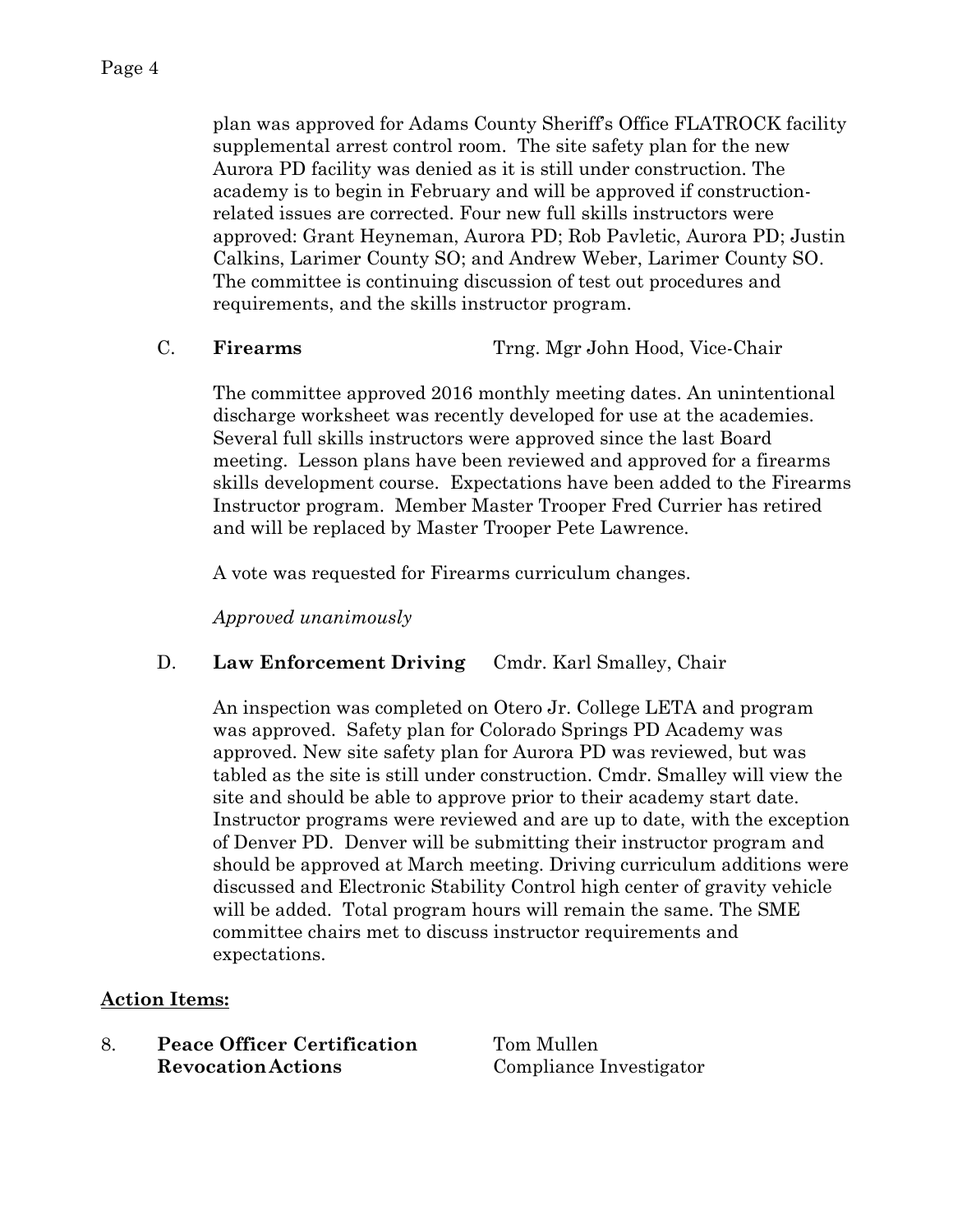plan was approved for Adams County Sheriff's Office FLATROCK facility supplemental arrest control room. The site safety plan for the new Aurora PD facility was denied as it is still under construction. The academy is to begin in February and will be approved if construction-related issues are corrected. Four new full skills instructors were approved: Grant Heyneman, Aurora PD; Rob Pavletic, Aurora PD; Justin Calkins, Larimer County SO; and Andrew Weber, Larimer County SO. The committee is continuing discussion of test out procedures and requirements, and the skills instructor program.

C. **Firearms** Trng. Mgr John Hood, Vice-Chair

The committee approved 2016 monthly meeting dates. An unintentional discharge worksheet was recently developed for use at the academies. Several full skills instructors were approved since the last Board meeting. Lesson plans have been reviewed and approved for a firearms skills development course. Expectations have been added to the Firearms Instructor program. Member Master Trooper Fred Currier has retired and will be replaced by Master Trooper Pete Lawrence.

A vote was requested for Firearms curriculum changes.

*Approved unanimously*

D. **Law Enforcement Driving** Cmdr. Karl Smalley, Chair

An inspection was completed on Otero Jr. College LETA and program was approved. Safety plan for Colorado Springs PD Academy was approved. New site safety plan for Aurora PD was reviewed, but was tabled as the site is still under construction. Cmdr. Smalley will view the site and should be able to approve prior to their academy start date. Instructor programs were reviewed and are up to date, with the exception of Denver PD. Denver will be submitting their instructor program and should be approved at March meeting. Driving curriculum additions were discussed and Electronic Stability Control high center of gravity vehicle will be added. Total program hours will remain the same. The SME committee chairs met to discuss instructor requirements and expectations.

## <u>Action Items:</u>

8. **Peace Officer Certification Revocation Actions** Tom Mullen, Compliance Investigator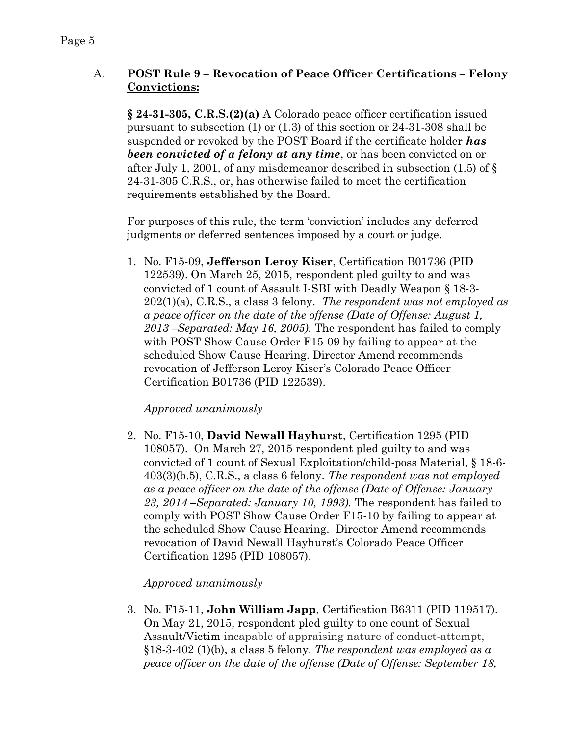## A. **POST Rule 9 – Revocation of Peace Officer Certifications – Felony Convictions:**

**§ 24-31-305, C.R.S.(2)(a)** A Colorado peace officer certification issued pursuant to subsection (1) or (1.3) of this section or 24-31-308 shall be suspended or revoked by the POST Board if the certificate holder ***has been convicted of a felony at any time***, or has been convicted on or after July 1, 2001, of any misdemeanor described in subsection (1.5) of § 24-31-305 C.R.S., or, has otherwise failed to meet the certification requirements established by the Board.

For purposes of this rule, the term 'conviction' includes any deferred judgments or deferred sentences imposed by a court or judge.

1. No. F15-09, **Jefferson Leroy Kiser**, Certification B01736 (PID 122539). On March 25, 2015, respondent pled guilty to and was convicted of 1 count of Assault I-SBI with Deadly Weapon § 18-3-202(1)(a), C.R.S., a class 3 felony. *The respondent was not employed as a peace officer on the date of the offense (Date of Offense: August 1, 2013 –Separated: May 16, 2005).* The respondent has failed to comply with POST Show Cause Order F15-09 by failing to appear at the scheduled Show Cause Hearing. Director Amend recommends revocation of Jefferson Leroy Kiser's Colorado Peace Officer Certification B01736 (PID 122539).

   *Approved unanimously*

2. No. F15-10, **David Newall Hayhurst**, Certification 1295 (PID 108057). On March 27, 2015 respondent pled guilty to and was convicted of 1 count of Sexual Exploitation/child-poss Material, § 18-6-403(3)(b.5), C.R.S., a class 6 felony. *The respondent was not employed as a peace officer on the date of the offense (Date of Offense: January 23, 2014 –Separated: January 10, 1993).* The respondent has failed to comply with POST Show Cause Order F15-10 by failing to appear at the scheduled Show Cause Hearing. Director Amend recommends revocation of David Newall Hayhurst's Colorado Peace Officer Certification 1295 (PID 108057).

   *Approved unanimously*

3. No. F15-11, **John William Japp**, Certification B6311 (PID 119517). On May 21, 2015, respondent pled guilty to one count of Sexual Assault/Victim incapable of appraising nature of conduct-attempt, §18-3-402 (1)(b), a class 5 felony. *The respondent was employed as a peace officer on the date of the offense (Date of Offense: September 18,*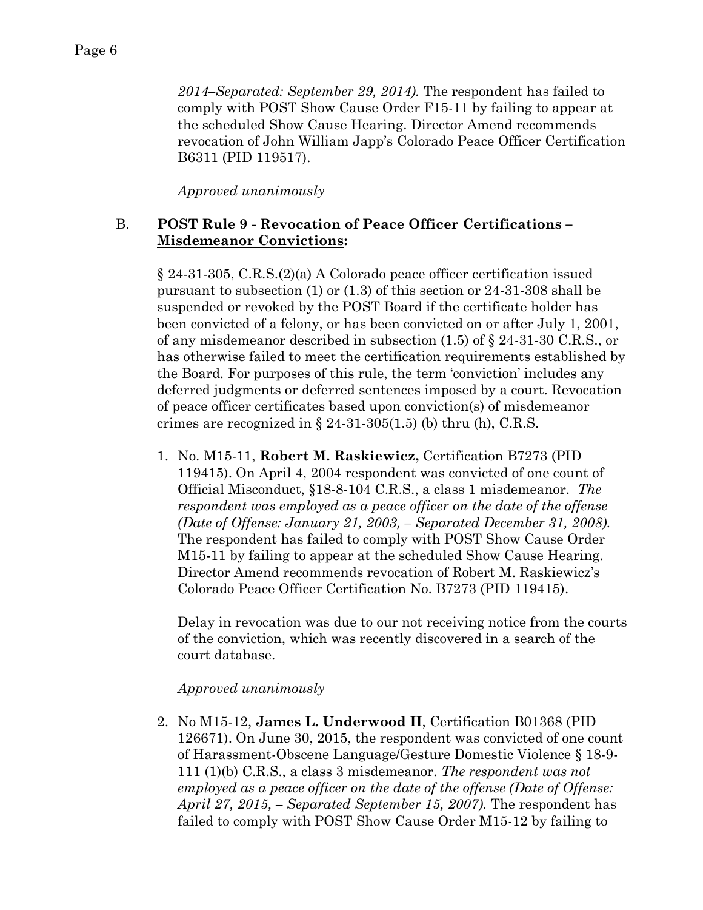*2014–Separated: September 29, 2014).* The respondent has failed to comply with POST Show Cause Order F15-11 by failing to appear at the scheduled Show Cause Hearing. Director Amend recommends revocation of John William Japp's Colorado Peace Officer Certification B6311 (PID 119517).

*Approved unanimously*

B. **POST Rule 9 - Revocation of Peace Officer Certifications – Misdemeanor Convictions:**

§ 24-31-305, C.R.S.(2)(a) A Colorado peace officer certification issued pursuant to subsection (1) or (1.3) of this section or 24-31-308 shall be suspended or revoked by the POST Board if the certificate holder has been convicted of a felony, or has been convicted on or after July 1, 2001, of any misdemeanor described in subsection (1.5) of § 24-31-30 C.R.S., or has otherwise failed to meet the certification requirements established by the Board. For purposes of this rule, the term 'conviction' includes any deferred judgments or deferred sentences imposed by a court. Revocation of peace officer certificates based upon conviction(s) of misdemeanor crimes are recognized in § 24-31-305(1.5) (b) thru (h), C.R.S.

1. No. M15-11, **Robert M. Raskiewicz,** Certification B7273 (PID 119415). On April 4, 2004 respondent was convicted of one count of Official Misconduct, §18-8-104 C.R.S., a class 1 misdemeanor. *The respondent was employed as a peace officer on the date of the offense (Date of Offense: January 21, 2003, – Separated December 31, 2008).* The respondent has failed to comply with POST Show Cause Order M15-11 by failing to appear at the scheduled Show Cause Hearing. Director Amend recommends revocation of Robert M. Raskiewicz's Colorado Peace Officer Certification No. B7273 (PID 119415).

   Delay in revocation was due to our not receiving notice from the courts of the conviction, which was recently discovered in a search of the court database.

   *Approved unanimously*

2. No M15-12, **James L. Underwood II**, Certification B01368 (PID 126671). On June 30, 2015, the respondent was convicted of one count of Harassment-Obscene Language/Gesture Domestic Violence § 18-9-111 (1)(b) C.R.S., a class 3 misdemeanor. *The respondent was not employed as a peace officer on the date of the offense (Date of Offense: April 27, 2015, – Separated September 15, 2007).* The respondent has failed to comply with POST Show Cause Order M15-12 by failing to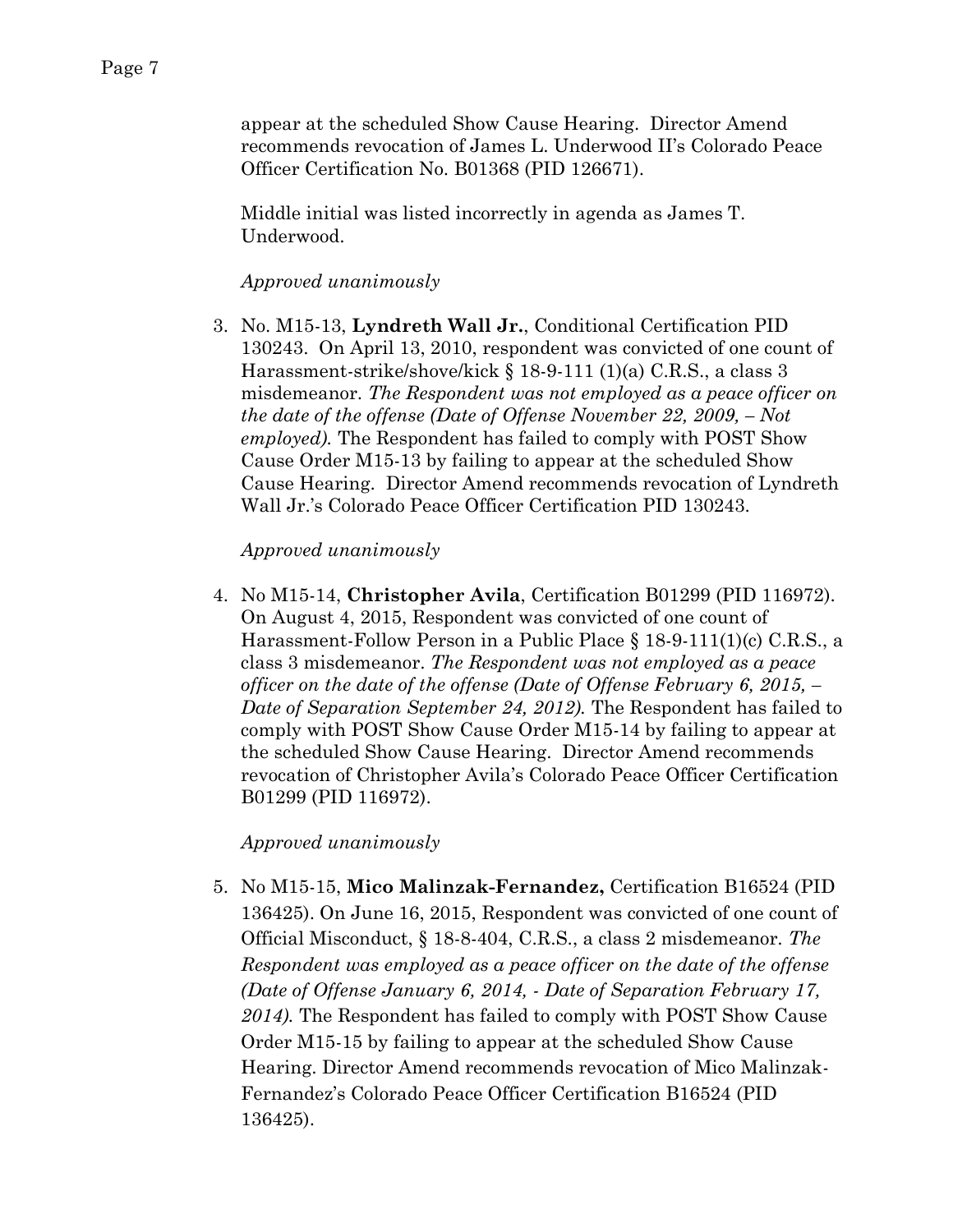appear at the scheduled Show Cause Hearing. Director Amend recommends revocation of James L. Underwood II's Colorado Peace Officer Certification No. B01368 (PID 126671).

Middle initial was listed incorrectly in agenda as James T. Underwood.

*Approved unanimously*

3. No. M15-13, **Lyndreth Wall Jr.**, Conditional Certification PID 130243. On April 13, 2010, respondent was convicted of one count of Harassment-strike/shove/kick § 18-9-111 (1)(a) C.R.S., a class 3 misdemeanor. *The Respondent was not employed as a peace officer on the date of the offense (Date of Offense November 22, 2009, – Not employed).* The Respondent has failed to comply with POST Show Cause Order M15-13 by failing to appear at the scheduled Show Cause Hearing. Director Amend recommends revocation of Lyndreth Wall Jr.'s Colorado Peace Officer Certification PID 130243.

   *Approved unanimously*

4. No M15-14, **Christopher Avila**, Certification B01299 (PID 116972). On August 4, 2015, Respondent was convicted of one count of Harassment-Follow Person in a Public Place § 18-9-111(1)(c) C.R.S., a class 3 misdemeanor. *The Respondent was not employed as a peace officer on the date of the offense (Date of Offense February 6, 2015, – Date of Separation September 24, 2012).* The Respondent has failed to comply with POST Show Cause Order M15-14 by failing to appear at the scheduled Show Cause Hearing. Director Amend recommends revocation of Christopher Avila's Colorado Peace Officer Certification B01299 (PID 116972).

   *Approved unanimously*

5. No M15-15, **Mico Malinzak-Fernandez,** Certification B16524 (PID 136425). On June 16, 2015, Respondent was convicted of one count of Official Misconduct, § 18-8-404, C.R.S., a class 2 misdemeanor. *The Respondent was employed as a peace officer on the date of the offense (Date of Offense January 6, 2014, - Date of Separation February 17, 2014).* The Respondent has failed to comply with POST Show Cause Order M15-15 by failing to appear at the scheduled Show Cause Hearing. Director Amend recommends revocation of Mico Malinzak-Fernandez's Colorado Peace Officer Certification B16524 (PID 136425).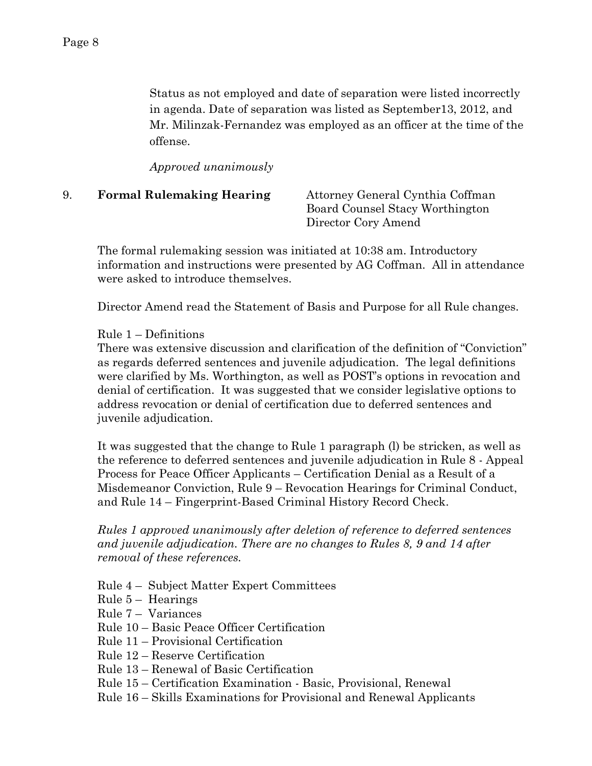Status as not employed and date of separation were listed incorrectly in agenda. Date of separation was listed as September13, 2012, and Mr. Milinzak-Fernandez was employed as an officer at the time of the offense.

*Approved unanimously*

9. **Formal Rulemaking Hearing** — Attorney General Cynthia Coffman, Board Counsel Stacy Worthington, Director Cory Amend

The formal rulemaking session was initiated at 10:38 am. Introductory information and instructions were presented by AG Coffman. All in attendance were asked to introduce themselves.

Director Amend read the Statement of Basis and Purpose for all Rule changes.

Rule 1 – Definitions
There was extensive discussion and clarification of the definition of "Conviction" as regards deferred sentences and juvenile adjudication. The legal definitions were clarified by Ms. Worthington, as well as POST's options in revocation and denial of certification. It was suggested that we consider legislative options to address revocation or denial of certification due to deferred sentences and juvenile adjudication.

It was suggested that the change to Rule 1 paragraph (l) be stricken, as well as the reference to deferred sentences and juvenile adjudication in Rule 8 - Appeal Process for Peace Officer Applicants – Certification Denial as a Result of a Misdemeanor Conviction, Rule 9 – Revocation Hearings for Criminal Conduct, and Rule 14 – Fingerprint-Based Criminal History Record Check.

*Rules 1 approved unanimously after deletion of reference to deferred sentences and juvenile adjudication. There are no changes to Rules 8, 9 and 14 after removal of these references.*

Rule 4 – Subject Matter Expert Committees
Rule 5 – Hearings
Rule 7 – Variances
Rule 10 – Basic Peace Officer Certification
Rule 11 – Provisional Certification
Rule 12 – Reserve Certification
Rule 13 – Renewal of Basic Certification
Rule 15 – Certification Examination - Basic, Provisional, Renewal
Rule 16 – Skills Examinations for Provisional and Renewal Applicants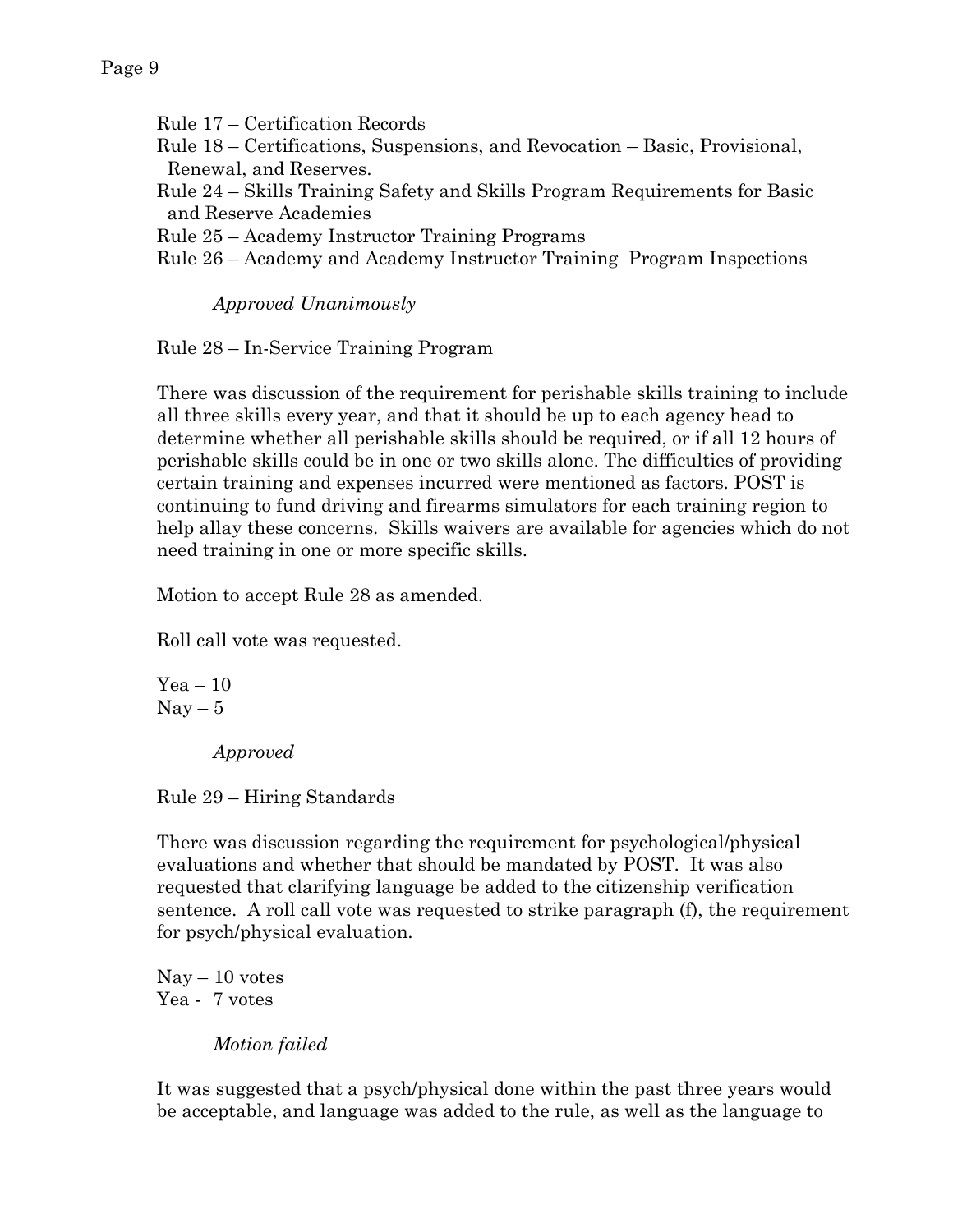Rule 17 – Certification Records
Rule 18 – Certifications, Suspensions, and Revocation – Basic, Provisional, Renewal, and Reserves.
Rule 24 – Skills Training Safety and Skills Program Requirements for Basic and Reserve Academies
Rule 25 – Academy Instructor Training Programs
Rule 26 – Academy and Academy Instructor Training Program Inspections

*Approved Unanimously*

Rule 28 – In-Service Training Program

There was discussion of the requirement for perishable skills training to include all three skills every year, and that it should be up to each agency head to determine whether all perishable skills should be required, or if all 12 hours of perishable skills could be in one or two skills alone. The difficulties of providing certain training and expenses incurred were mentioned as factors. POST is continuing to fund driving and firearms simulators for each training region to help allay these concerns. Skills waivers are available for agencies which do not need training in one or more specific skills.

Motion to accept Rule 28 as amended.

Roll call vote was requested.

Yea – 10
Nay – 5

*Approved*

Rule 29 – Hiring Standards

There was discussion regarding the requirement for psychological/physical evaluations and whether that should be mandated by POST. It was also requested that clarifying language be added to the citizenship verification sentence. A roll call vote was requested to strike paragraph (f), the requirement for psych/physical evaluation.

Nay – 10 votes
Yea - 7 votes

*Motion failed*

It was suggested that a psych/physical done within the past three years would be acceptable, and language was added to the rule, as well as the language to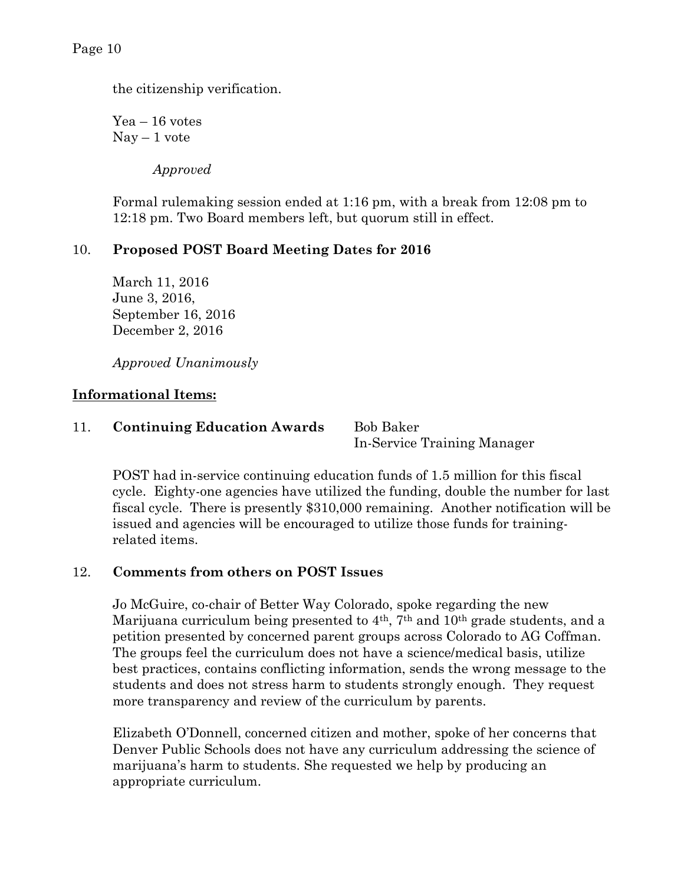the citizenship verification.

Yea – 16 votes
Nay – 1 vote

*Approved*

Formal rulemaking session ended at 1:16 pm, with a break from 12:08 pm to 12:18 pm. Two Board members left, but quorum still in effect.

10. **Proposed POST Board Meeting Dates for 2016**

March 11, 2016
June 3, 2016,
September 16, 2016
December 2, 2016

*Approved Unanimously*

**Informational Items:**

11. **Continuing Education Awards** Bob Baker
In-Service Training Manager

POST had in-service continuing education funds of 1.5 million for this fiscal cycle. Eighty-one agencies have utilized the funding, double the number for last fiscal cycle. There is presently $310,000 remaining. Another notification will be issued and agencies will be encouraged to utilize those funds for training-related items.

12. **Comments from others on POST Issues**

Jo McGuire, co-chair of Better Way Colorado, spoke regarding the new Marijuana curriculum being presented to 4th, 7th and 10th grade students, and a petition presented by concerned parent groups across Colorado to AG Coffman. The groups feel the curriculum does not have a science/medical basis, utilize best practices, contains conflicting information, sends the wrong message to the students and does not stress harm to students strongly enough. They request more transparency and review of the curriculum by parents.

Elizabeth O'Donnell, concerned citizen and mother, spoke of her concerns that Denver Public Schools does not have any curriculum addressing the science of marijuana's harm to students. She requested we help by producing an appropriate curriculum.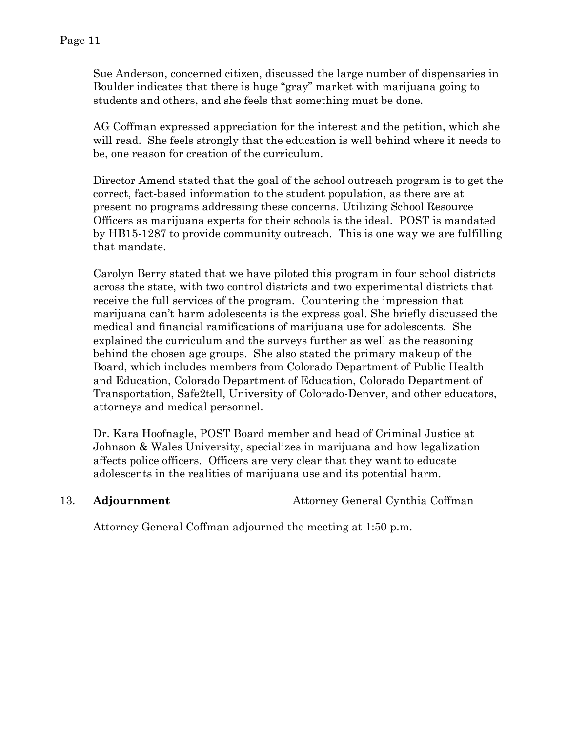Sue Anderson, concerned citizen, discussed the large number of dispensaries in Boulder indicates that there is huge "gray" market with marijuana going to students and others, and she feels that something must be done.

AG Coffman expressed appreciation for the interest and the petition, which she will read. She feels strongly that the education is well behind where it needs to be, one reason for creation of the curriculum.

Director Amend stated that the goal of the school outreach program is to get the correct, fact-based information to the student population, as there are at present no programs addressing these concerns. Utilizing School Resource Officers as marijuana experts for their schools is the ideal. POST is mandated by HB15-1287 to provide community outreach. This is one way we are fulfilling that mandate.

Carolyn Berry stated that we have piloted this program in four school districts across the state, with two control districts and two experimental districts that receive the full services of the program. Countering the impression that marijuana can't harm adolescents is the express goal. She briefly discussed the medical and financial ramifications of marijuana use for adolescents. She explained the curriculum and the surveys further as well as the reasoning behind the chosen age groups. She also stated the primary makeup of the Board, which includes members from Colorado Department of Public Health and Education, Colorado Department of Education, Colorado Department of Transportation, Safe2tell, University of Colorado-Denver, and other educators, attorneys and medical personnel.

Dr. Kara Hoofnagle, POST Board member and head of Criminal Justice at Johnson & Wales University, specializes in marijuana and how legalization affects police officers. Officers are very clear that they want to educate adolescents in the realities of marijuana use and its potential harm.

13. **Adjournment** Attorney General Cynthia Coffman

Attorney General Coffman adjourned the meeting at 1:50 p.m.